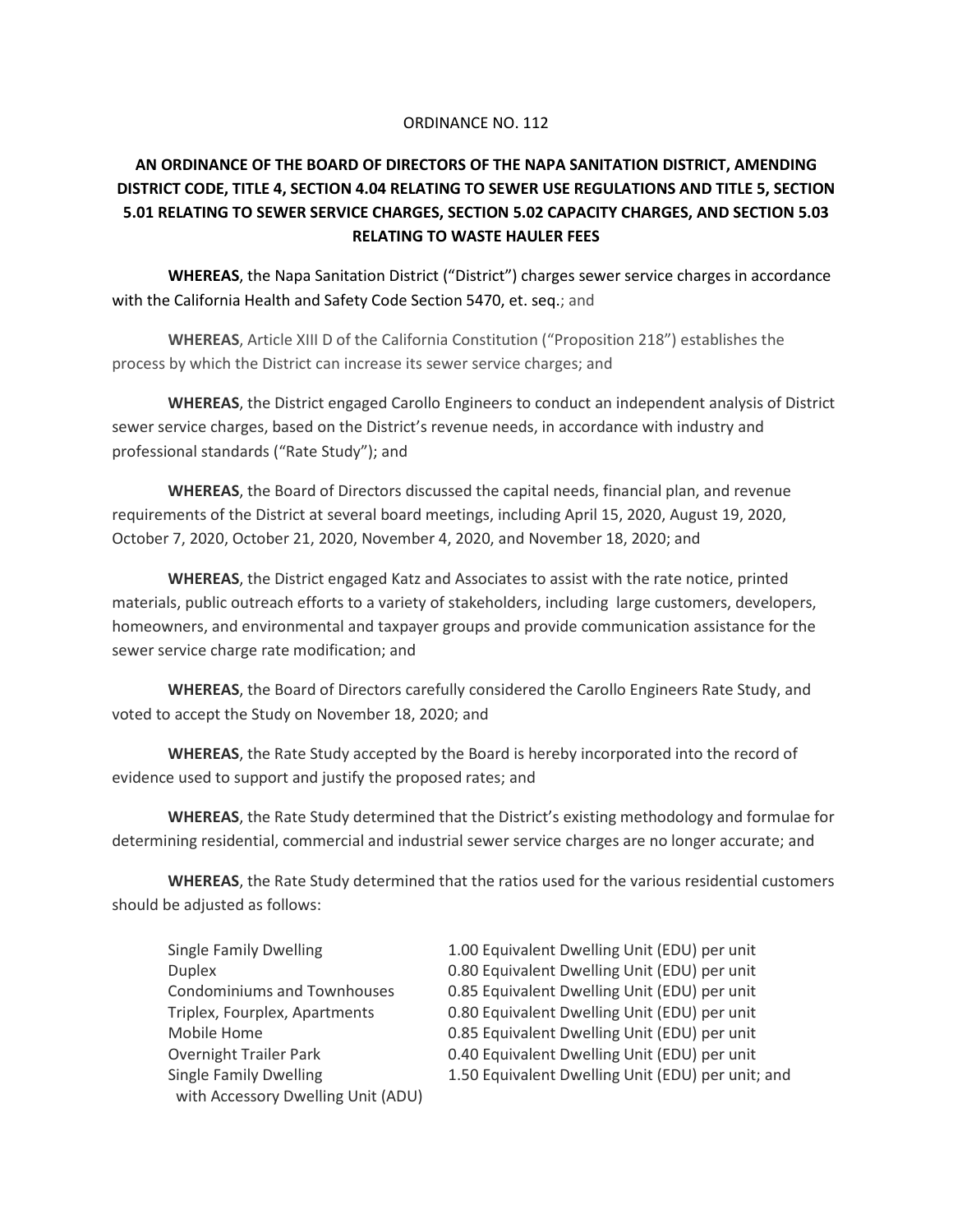ORDINANCE NO. 112

**AN ORDINANCE OF THE BOARD OF DIRECTORS OF THE NAPA SANITATION DISTRICT, AMENDING DISTRICT CODE, TITLE 4, SECTION 4.04 RELATING TO SEWER USE REGULATIONS AND TITLE 5, SECTION 5.01 RELATING TO SEWER SERVICE CHARGES, SECTION 5.02 CAPACITY CHARGES, AND SECTION 5.03 RELATING TO WASTE HAULER FEES**

**WHEREAS**, the Napa Sanitation District ("District") charges sewer service charges in accordance with the California Health and Safety Code Section 5470, et. seq.; and

**WHEREAS**, Article XIII D of the California Constitution ("Proposition 218") establishes the process by which the District can increase its sewer service charges; and

**WHEREAS**, the District engaged Carollo Engineers to conduct an independent analysis of District sewer service charges, based on the District's revenue needs, in accordance with industry and professional standards ("Rate Study"); and

**WHEREAS**, the Board of Directors discussed the capital needs, financial plan, and revenue requirements of the District at several board meetings, including April 15, 2020, August 19, 2020, October 7, 2020, October 21, 2020, November 4, 2020, and November 18, 2020; and

**WHEREAS**, the District engaged Katz and Associates to assist with the rate notice, printed materials, public outreach efforts to a variety of stakeholders, including large customers, developers, homeowners, and environmental and taxpayer groups and provide communication assistance for the sewer service charge rate modification; and

**WHEREAS**, the Board of Directors carefully considered the Carollo Engineers Rate Study, and voted to accept the Study on November 18, 2020; and

**WHEREAS**, the Rate Study accepted by the Board is hereby incorporated into the record of evidence used to support and justify the proposed rates; and

**WHEREAS**, the Rate Study determined that the District's existing methodology and formulae for determining residential, commercial and industrial sewer service charges are no longer accurate; and

**WHEREAS**, the Rate Study determined that the ratios used for the various residential customers should be adjusted as follows:

| | |
|---|---|
| Single Family Dwelling | 1.00 Equivalent Dwelling Unit (EDU) per unit |
| Duplex | 0.80 Equivalent Dwelling Unit (EDU) per unit |
| Condominiums and Townhouses | 0.85 Equivalent Dwelling Unit (EDU) per unit |
| Triplex, Fourplex, Apartments | 0.80 Equivalent Dwelling Unit (EDU) per unit |
| Mobile Home | 0.85 Equivalent Dwelling Unit (EDU) per unit |
| Overnight Trailer Park | 0.40 Equivalent Dwelling Unit (EDU) per unit |
| Single Family Dwelling with Accessory Dwelling Unit (ADU) | 1.50 Equivalent Dwelling Unit (EDU) per unit; and |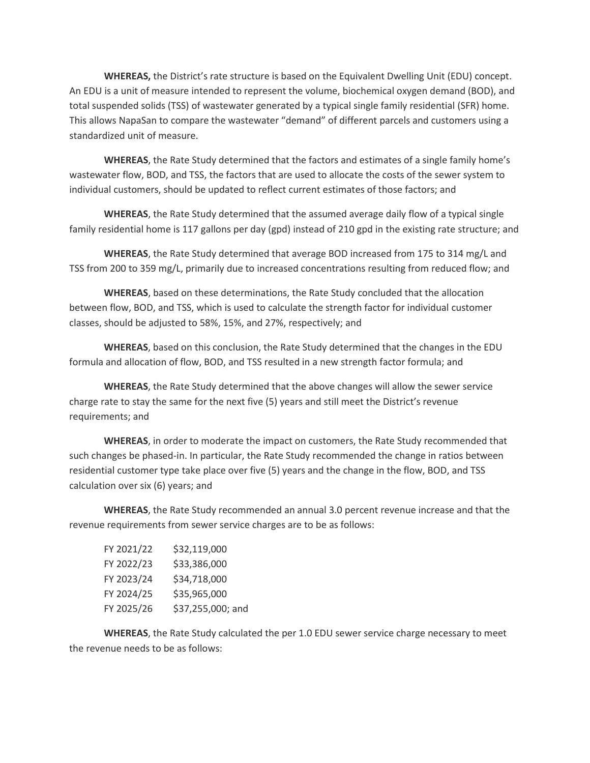**WHEREAS,** the District's rate structure is based on the Equivalent Dwelling Unit (EDU) concept. An EDU is a unit of measure intended to represent the volume, biochemical oxygen demand (BOD), and total suspended solids (TSS) of wastewater generated by a typical single family residential (SFR) home. This allows NapaSan to compare the wastewater "demand" of different parcels and customers using a standardized unit of measure.

**WHEREAS**, the Rate Study determined that the factors and estimates of a single family home's wastewater flow, BOD, and TSS, the factors that are used to allocate the costs of the sewer system to individual customers, should be updated to reflect current estimates of those factors; and

**WHEREAS**, the Rate Study determined that the assumed average daily flow of a typical single family residential home is 117 gallons per day (gpd) instead of 210 gpd in the existing rate structure; and

**WHEREAS**, the Rate Study determined that average BOD increased from 175 to 314 mg/L and TSS from 200 to 359 mg/L, primarily due to increased concentrations resulting from reduced flow; and

**WHEREAS**, based on these determinations, the Rate Study concluded that the allocation between flow, BOD, and TSS, which is used to calculate the strength factor for individual customer classes, should be adjusted to 58%, 15%, and 27%, respectively; and

**WHEREAS**, based on this conclusion, the Rate Study determined that the changes in the EDU formula and allocation of flow, BOD, and TSS resulted in a new strength factor formula; and

**WHEREAS**, the Rate Study determined that the above changes will allow the sewer service charge rate to stay the same for the next five (5) years and still meet the District's revenue requirements; and

**WHEREAS**, in order to moderate the impact on customers, the Rate Study recommended that such changes be phased-in. In particular, the Rate Study recommended the change in ratios between residential customer type take place over five (5) years and the change in the flow, BOD, and TSS calculation over six (6) years; and

**WHEREAS**, the Rate Study recommended an annual 3.0 percent revenue increase and that the revenue requirements from sewer service charges are to be as follows:

FY 2021/22 $32,119,000
FY 2022/23 $33,386,000
FY 2023/24 $34,718,000
FY 2024/25 $35,965,000
FY 2025/26 $37,255,000; and

**WHEREAS**, the Rate Study calculated the per 1.0 EDU sewer service charge necessary to meet the revenue needs to be as follows: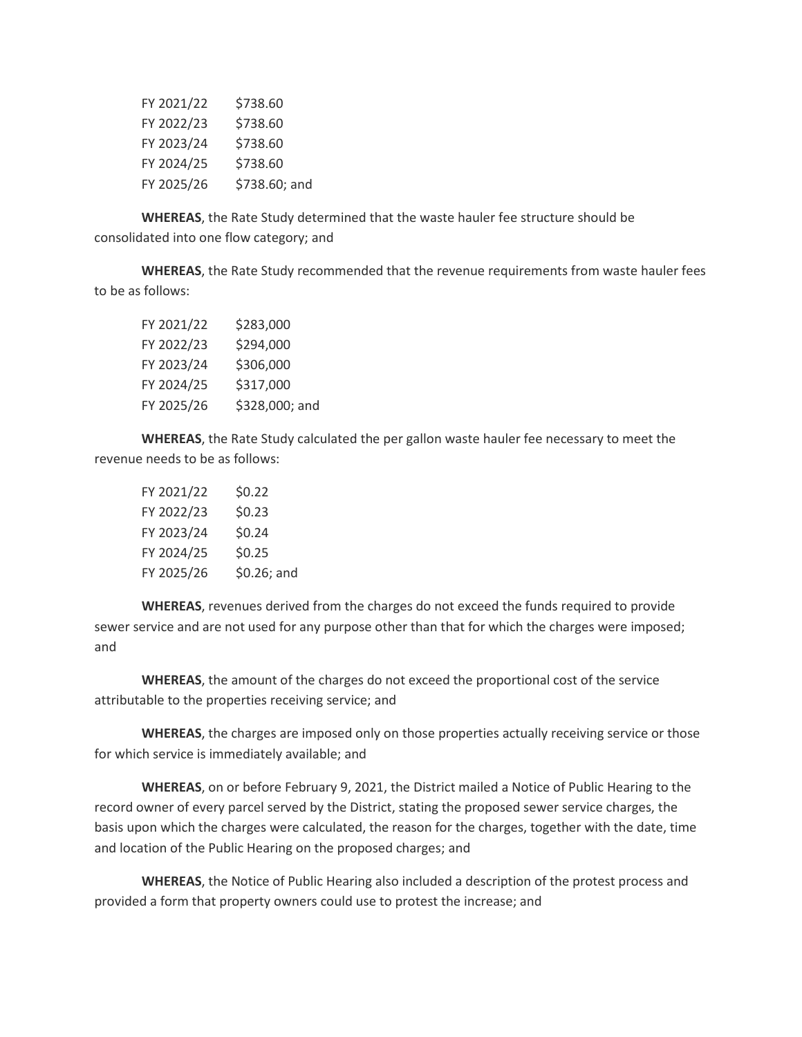| | |
|---|---|
| FY 2021/22 | $738.60 |
| FY 2022/23 | $738.60 |
| FY 2023/24 | $738.60 |
| FY 2024/25 | $738.60 |
| FY 2025/26 | $738.60; and |

**WHEREAS**, the Rate Study determined that the waste hauler fee structure should be consolidated into one flow category; and

**WHEREAS**, the Rate Study recommended that the revenue requirements from waste hauler fees to be as follows:

| | |
|---|---|
| FY 2021/22 | $283,000 |
| FY 2022/23 | $294,000 |
| FY 2023/24 | $306,000 |
| FY 2024/25 | $317,000 |
| FY 2025/26 | $328,000; and |

**WHEREAS**, the Rate Study calculated the per gallon waste hauler fee necessary to meet the revenue needs to be as follows:

| | |
|---|---|
| FY 2021/22 | $0.22 |
| FY 2022/23 | $0.23 |
| FY 2023/24 | $0.24 |
| FY 2024/25 | $0.25 |
| FY 2025/26 | $0.26; and |

**WHEREAS**, revenues derived from the charges do not exceed the funds required to provide sewer service and are not used for any purpose other than that for which the charges were imposed; and

**WHEREAS**, the amount of the charges do not exceed the proportional cost of the service attributable to the properties receiving service; and

**WHEREAS**, the charges are imposed only on those properties actually receiving service or those for which service is immediately available; and

**WHEREAS**, on or before February 9, 2021, the District mailed a Notice of Public Hearing to the record owner of every parcel served by the District, stating the proposed sewer service charges, the basis upon which the charges were calculated, the reason for the charges, together with the date, time and location of the Public Hearing on the proposed charges; and

**WHEREAS**, the Notice of Public Hearing also included a description of the protest process and provided a form that property owners could use to protest the increase; and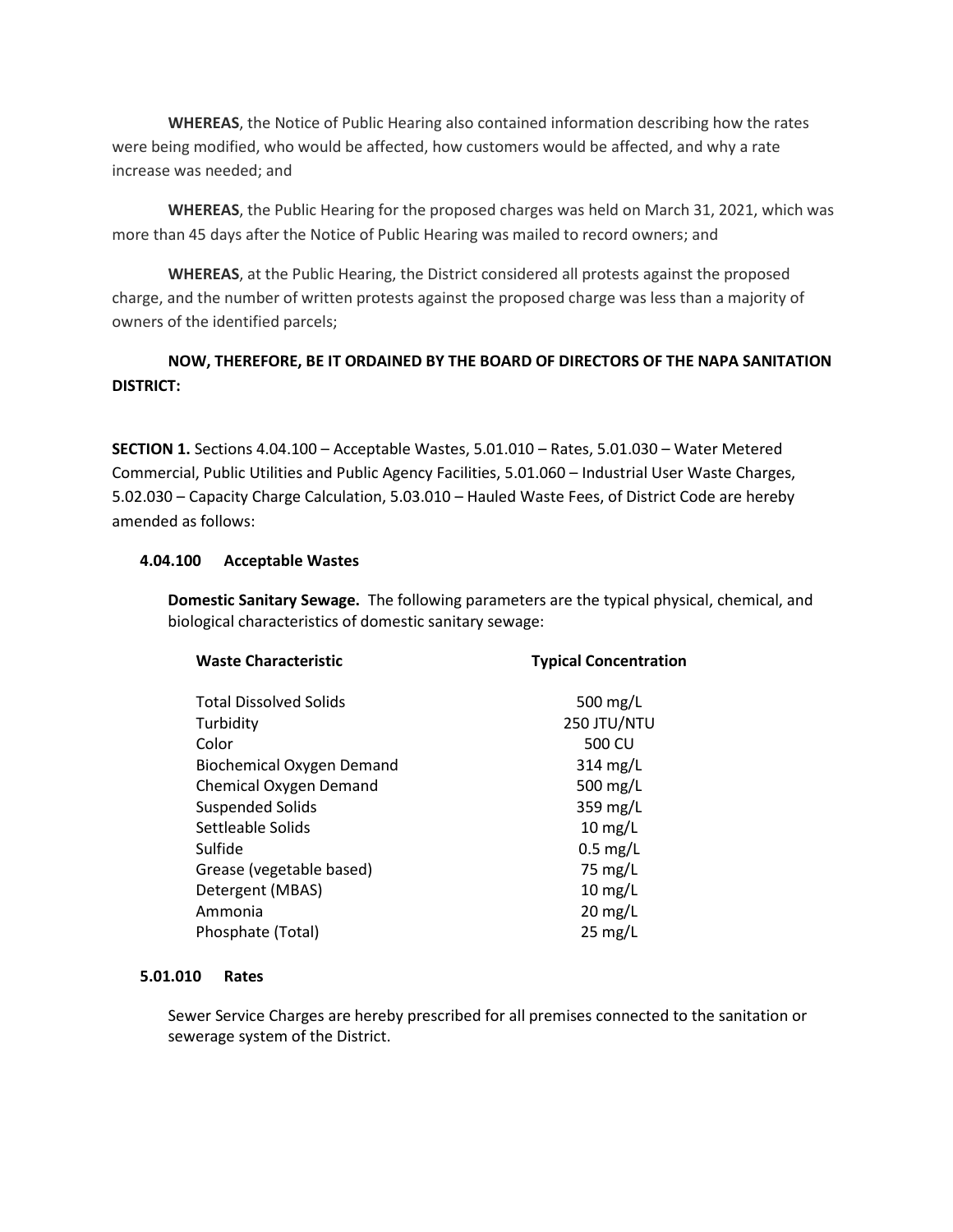**WHEREAS**, the Notice of Public Hearing also contained information describing how the rates were being modified, who would be affected, how customers would be affected, and why a rate increase was needed; and

**WHEREAS**, the Public Hearing for the proposed charges was held on March 31, 2021, which was more than 45 days after the Notice of Public Hearing was mailed to record owners; and

**WHEREAS**, at the Public Hearing, the District considered all protests against the proposed charge, and the number of written protests against the proposed charge was less than a majority of owners of the identified parcels;

**NOW, THEREFORE, BE IT ORDAINED BY THE BOARD OF DIRECTORS OF THE NAPA SANITATION DISTRICT:**

**SECTION 1.** Sections 4.04.100 – Acceptable Wastes, 5.01.010 – Rates, 5.01.030 – Water Metered Commercial, Public Utilities and Public Agency Facilities, 5.01.060 – Industrial User Waste Charges, 5.02.030 – Capacity Charge Calculation, 5.03.010 – Hauled Waste Fees, of District Code are hereby amended as follows:

### 4.04.100 Acceptable Wastes

**Domestic Sanitary Sewage.** The following parameters are the typical physical, chemical, and biological characteristics of domestic sanitary sewage:

| Waste Characteristic | Typical Concentration |
|---|---|
| Total Dissolved Solids | 500 mg/L |
| Turbidity | 250 JTU/NTU |
| Color | 500 CU |
| Biochemical Oxygen Demand | 314 mg/L |
| Chemical Oxygen Demand | 500 mg/L |
| Suspended Solids | 359 mg/L |
| Settleable Solids | 10 mg/L |
| Sulfide | 0.5 mg/L |
| Grease (vegetable based) | 75 mg/L |
| Detergent (MBAS) | 10 mg/L |
| Ammonia | 20 mg/L |
| Phosphate (Total) | 25 mg/L |

### 5.01.010 Rates

Sewer Service Charges are hereby prescribed for all premises connected to the sanitation or sewerage system of the District.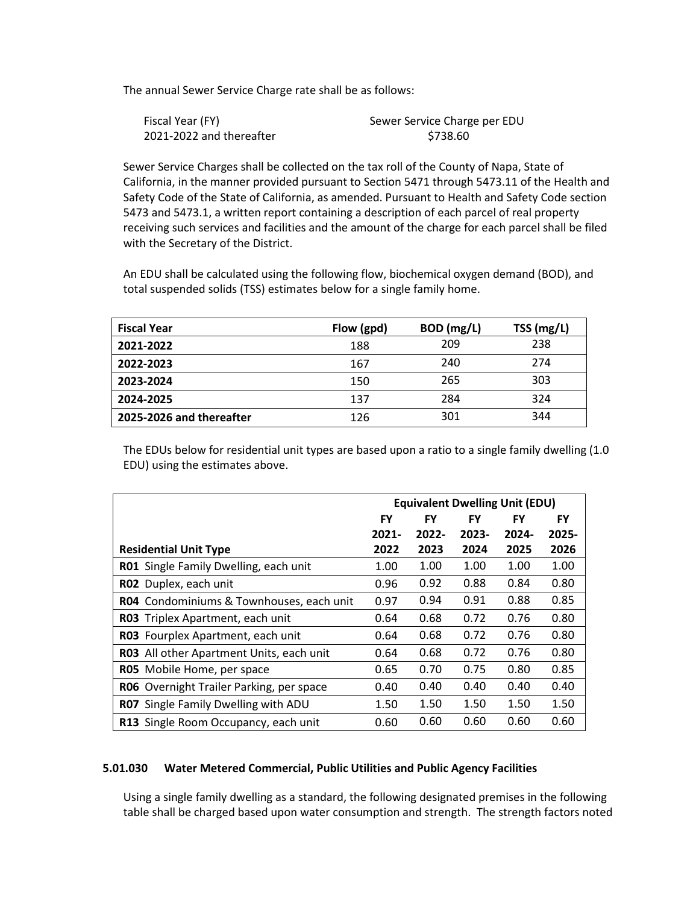The annual Sewer Service Charge rate shall be as follows:

| Fiscal Year (FY) | Sewer Service Charge per EDU |
|---|---|
| 2021-2022 and thereafter | $738.60 |

Sewer Service Charges shall be collected on the tax roll of the County of Napa, State of California, in the manner provided pursuant to Section 5471 through 5473.11 of the Health and Safety Code of the State of California, as amended. Pursuant to Health and Safety Code section 5473 and 5473.1, a written report containing a description of each parcel of real property receiving such services and facilities and the amount of the charge for each parcel shall be filed with the Secretary of the District.

An EDU shall be calculated using the following flow, biochemical oxygen demand (BOD), and total suspended solids (TSS) estimates below for a single family home.

| Fiscal Year | Flow (gpd) | BOD (mg/L) | TSS (mg/L) |
|---|---|---|---|
| **2021-2022** | 188 | 209 | 238 |
| **2022-2023** | 167 | 240 | 274 |
| **2023-2024** | 150 | 265 | 303 |
| **2024-2025** | 137 | 284 | 324 |
| **2025-2026 and thereafter** | 126 | 301 | 344 |

The EDUs below for residential unit types are based upon a ratio to a single family dwelling (1.0 EDU) using the estimates above.

| | Equivalent Dwelling Unit (EDU) | | | | |
|---|---|---|---|---|---|
| **Residential Unit Type** | **FY 2021-2022** | **FY 2022-2023** | **FY 2023-2024** | **FY 2024-2025** | **FY 2025-2026** |
| **R01** Single Family Dwelling, each unit | 1.00 | 1.00 | 1.00 | 1.00 | 1.00 |
| **R02** Duplex, each unit | 0.96 | 0.92 | 0.88 | 0.84 | 0.80 |
| **R04** Condominiums & Townhouses, each unit | 0.97 | 0.94 | 0.91 | 0.88 | 0.85 |
| **R03** Triplex Apartment, each unit | 0.64 | 0.68 | 0.72 | 0.76 | 0.80 |
| **R03** Fourplex Apartment, each unit | 0.64 | 0.68 | 0.72 | 0.76 | 0.80 |
| **R03** All other Apartment Units, each unit | 0.64 | 0.68 | 0.72 | 0.76 | 0.80 |
| **R05** Mobile Home, per space | 0.65 | 0.70 | 0.75 | 0.80 | 0.85 |
| **R06** Overnight Trailer Parking, per space | 0.40 | 0.40 | 0.40 | 0.40 | 0.40 |
| **R07** Single Family Dwelling with ADU | 1.50 | 1.50 | 1.50 | 1.50 | 1.50 |
| **R13** Single Room Occupancy, each unit | 0.60 | 0.60 | 0.60 | 0.60 | 0.60 |

### 5.01.030 Water Metered Commercial, Public Utilities and Public Agency Facilities

Using a single family dwelling as a standard, the following designated premises in the following table shall be charged based upon water consumption and strength. The strength factors noted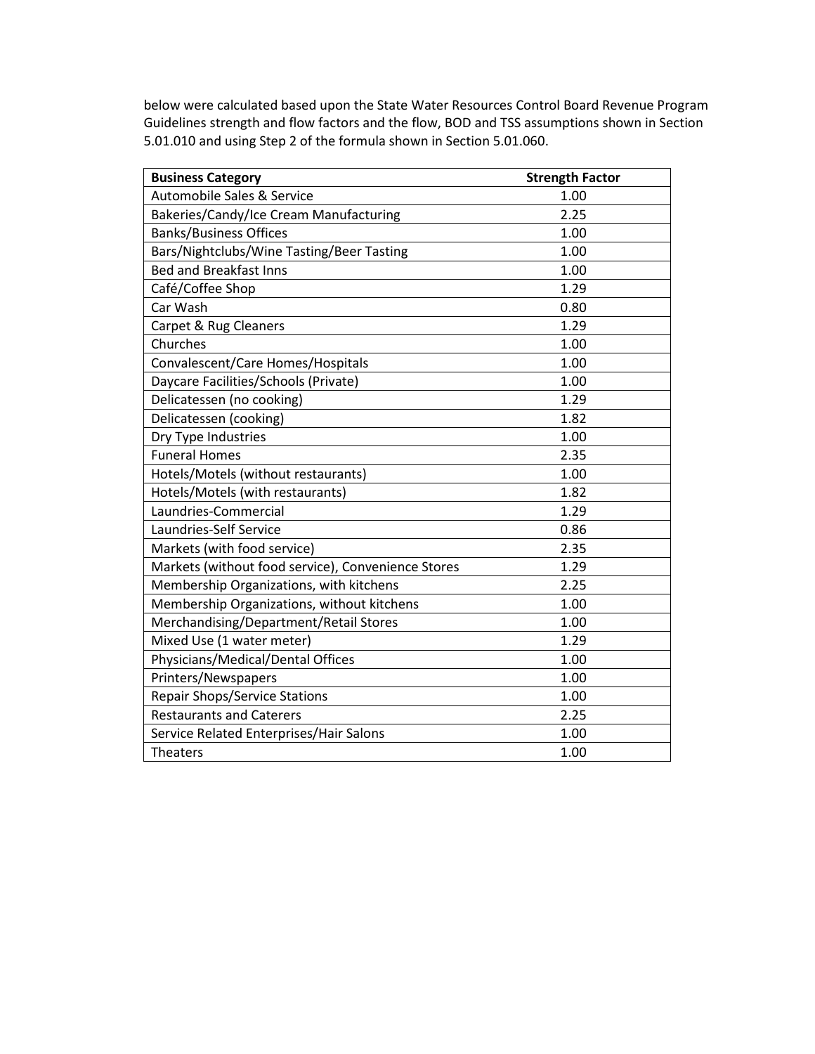below were calculated based upon the State Water Resources Control Board Revenue Program Guidelines strength and flow factors and the flow, BOD and TSS assumptions shown in Section 5.01.010 and using Step 2 of the formula shown in Section 5.01.060.

| Business Category | Strength Factor |
|---|---|
| Automobile Sales & Service | 1.00 |
| Bakeries/Candy/Ice Cream Manufacturing | 2.25 |
| Banks/Business Offices | 1.00 |
| Bars/Nightclubs/Wine Tasting/Beer Tasting | 1.00 |
| Bed and Breakfast Inns | 1.00 |
| Café/Coffee Shop | 1.29 |
| Car Wash | 0.80 |
| Carpet & Rug Cleaners | 1.29 |
| Churches | 1.00 |
| Convalescent/Care Homes/Hospitals | 1.00 |
| Daycare Facilities/Schools (Private) | 1.00 |
| Delicatessen (no cooking) | 1.29 |
| Delicatessen (cooking) | 1.82 |
| Dry Type Industries | 1.00 |
| Funeral Homes | 2.35 |
| Hotels/Motels (without restaurants) | 1.00 |
| Hotels/Motels (with restaurants) | 1.82 |
| Laundries-Commercial | 1.29 |
| Laundries-Self Service | 0.86 |
| Markets (with food service) | 2.35 |
| Markets (without food service), Convenience Stores | 1.29 |
| Membership Organizations, with kitchens | 2.25 |
| Membership Organizations, without kitchens | 1.00 |
| Merchandising/Department/Retail Stores | 1.00 |
| Mixed Use (1 water meter) | 1.29 |
| Physicians/Medical/Dental Offices | 1.00 |
| Printers/Newspapers | 1.00 |
| Repair Shops/Service Stations | 1.00 |
| Restaurants and Caterers | 2.25 |
| Service Related Enterprises/Hair Salons | 1.00 |
| Theaters | 1.00 |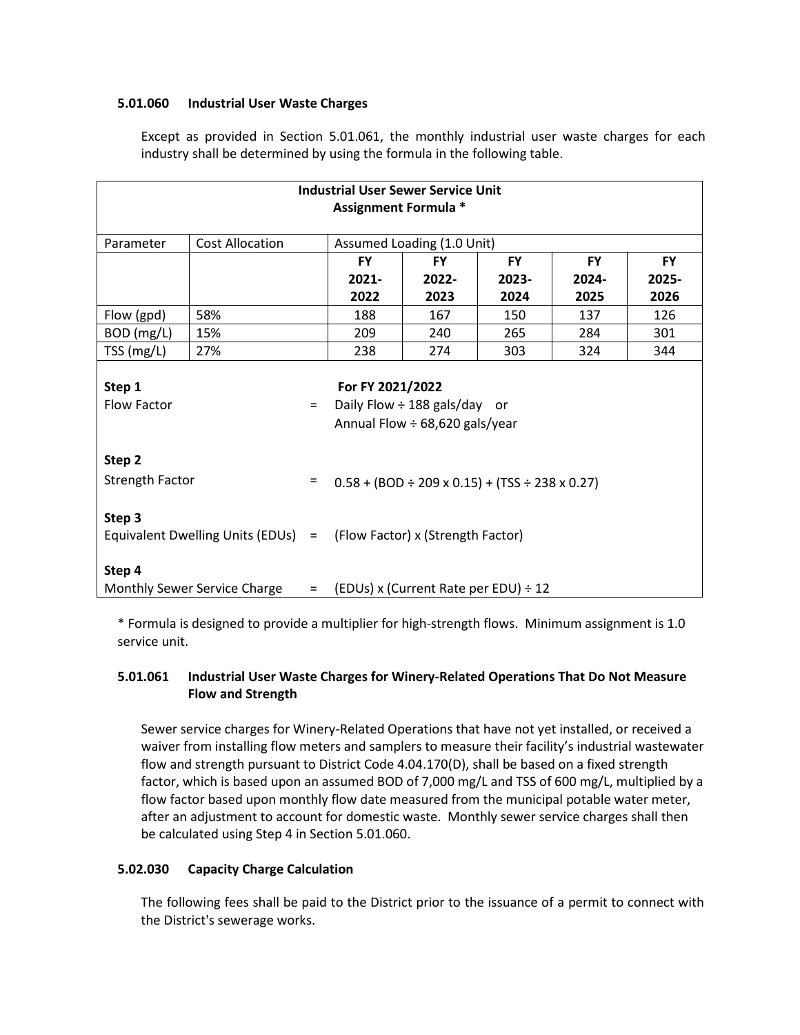#### 5.01.060 Industrial User Waste Charges

Except as provided in Section 5.01.061, the monthly industrial user waste charges for each industry shall be determined by using the formula in the following table.

| Industrial User Sewer Service Unit Assignment Formula * | | | | | | |
|---|---|---|---|---|---|---|
| Parameter | Cost Allocation | Assumed Loading (1.0 Unit) | | | | |
| | | FY 2021-2022 | FY 2022-2023 | FY 2023-2024 | FY 2024-2025 | FY 2025-2026 |
| Flow (gpd) | 58% | 188 | 167 | 150 | 137 | 126 |
| BOD (mg/L) | 15% | 209 | 240 | 265 | 284 | 301 |
| TSS (mg/L) | 27% | 238 | 274 | 303 | 324 | 344 |

**Step 1** — **For FY 2021/2022**

Flow Factor = Daily Flow ÷ 188 gals/day or Annual Flow ÷ 68,620 gals/year

**Step 2**

Strength Factor = 0.58 + (BOD ÷ 209 x 0.15) + (TSS ÷ 238 x 0.27)

**Step 3**

Equivalent Dwelling Units (EDUs) = (Flow Factor) x (Strength Factor)

**Step 4**

Monthly Sewer Service Charge = (EDUs) x (Current Rate per EDU) ÷ 12

* Formula is designed to provide a multiplier for high-strength flows. Minimum assignment is 1.0 service unit.

#### 5.01.061 Industrial User Waste Charges for Winery-Related Operations That Do Not Measure Flow and Strength

Sewer service charges for Winery-Related Operations that have not yet installed, or received a waiver from installing flow meters and samplers to measure their facility's industrial wastewater flow and strength pursuant to District Code 4.04.170(D), shall be based on a fixed strength factor, which is based upon an assumed BOD of 7,000 mg/L and TSS of 600 mg/L, multiplied by a flow factor based upon monthly flow date measured from the municipal potable water meter, after an adjustment to account for domestic waste. Monthly sewer service charges shall then be calculated using Step 4 in Section 5.01.060.

#### 5.02.030 Capacity Charge Calculation

The following fees shall be paid to the District prior to the issuance of a permit to connect with the District's sewerage works.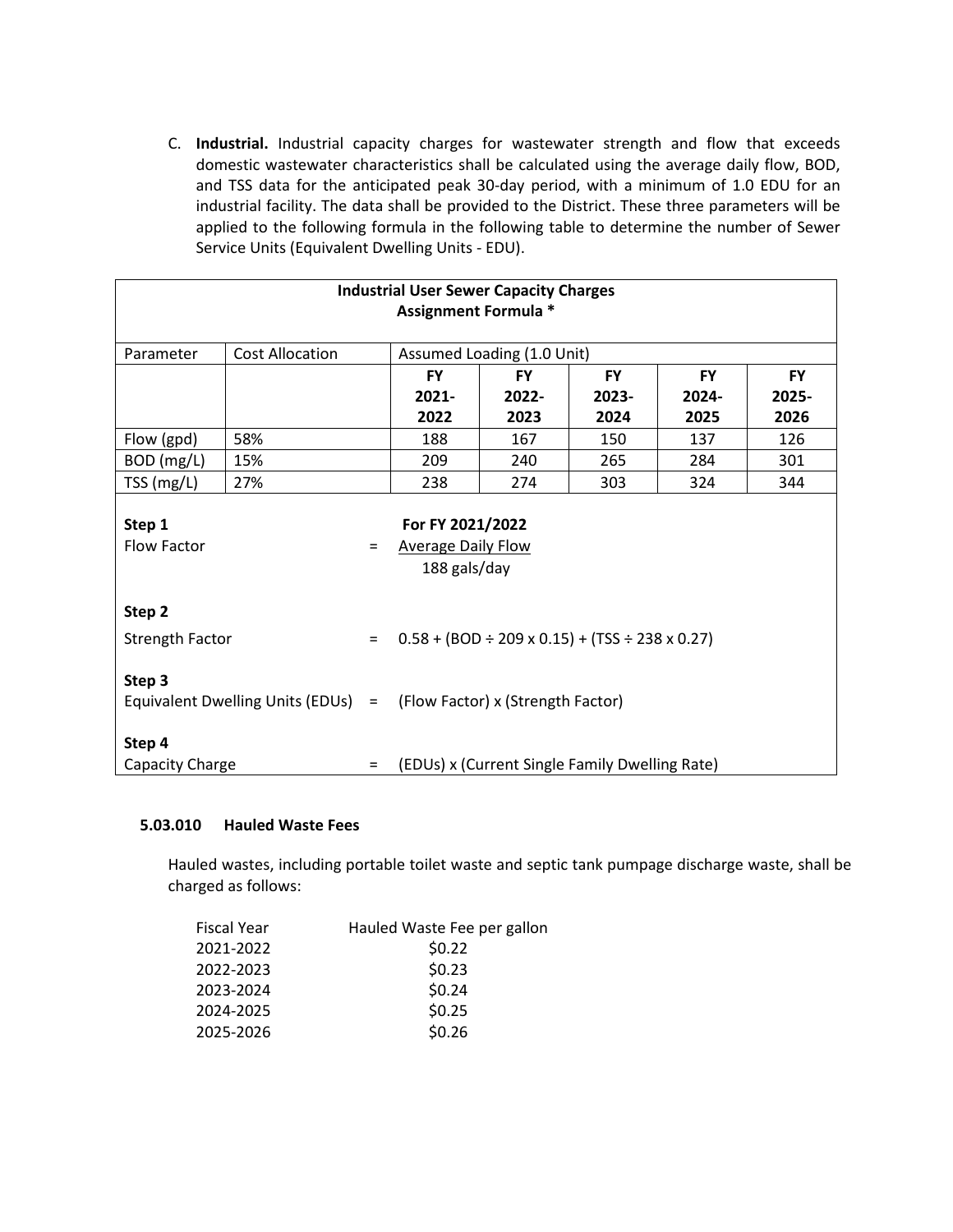C. **Industrial.** Industrial capacity charges for wastewater strength and flow that exceeds domestic wastewater characteristics shall be calculated using the average daily flow, BOD, and TSS data for the anticipated peak 30-day period, with a minimum of 1.0 EDU for an industrial facility. The data shall be provided to the District. These three parameters will be applied to the following formula in the following table to determine the number of Sewer Service Units (Equivalent Dwelling Units - EDU).

**Industrial User Sewer Capacity Charges**
**Assignment Formula ***

| Parameter | Cost Allocation | Assumed Loading (1.0 Unit) | | | | |
|---|---|---|---|---|---|---|
| | | **FY 2021-2022** | **FY 2022-2023** | **FY 2023-2024** | **FY 2024-2025** | **FY 2025-2026** |
| Flow (gpd) | 58% | 188 | 167 | 150 | 137 | 126 |
| BOD (mg/L) | 15% | 209 | 240 | 265 | 284 | 301 |
| TSS (mg/L) | 27% | 238 | 274 | 303 | 324 | 344 |

**Step 1** — **For FY 2021/2022**

Flow Factor = $\frac{\text{Average Daily Flow}}{\text{188 gals/day}}$

**Step 2**

Strength Factor = 0.58 + (BOD ÷ 209 x 0.15) + (TSS ÷ 238 x 0.27)

**Step 3**

Equivalent Dwelling Units (EDUs) = (Flow Factor) x (Strength Factor)

**Step 4**

Capacity Charge = (EDUs) x (Current Single Family Dwelling Rate)

### 5.03.010 Hauled Waste Fees

Hauled wastes, including portable toilet waste and septic tank pumpage discharge waste, shall be charged as follows:

| Fiscal Year | Hauled Waste Fee per gallon |
|---|---|
| 2021-2022 | $0.22 |
| 2022-2023 | $0.23 |
| 2023-2024 | $0.24 |
| 2024-2025 | $0.25 |
| 2025-2026 | $0.26 |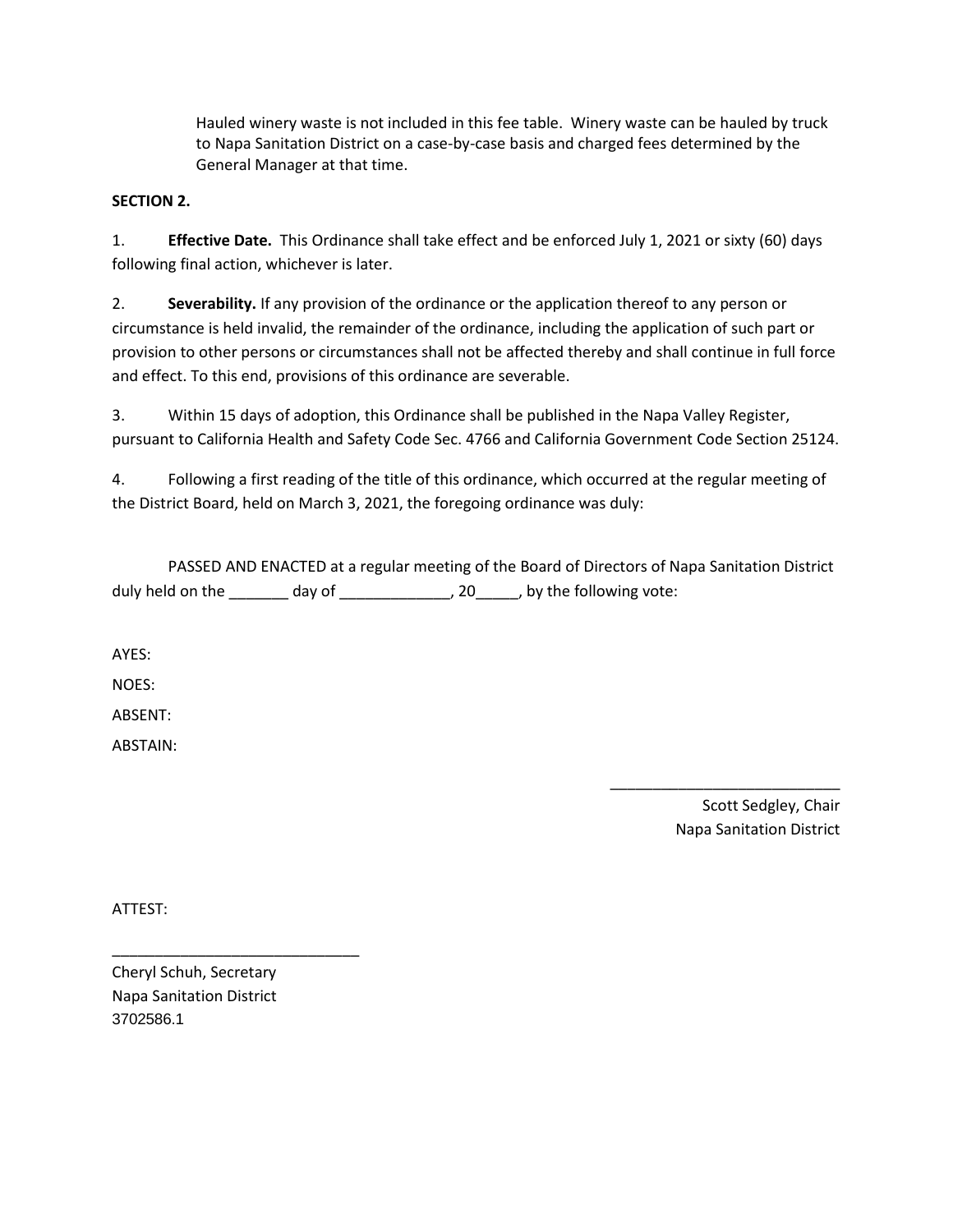Hauled winery waste is not included in this fee table. Winery waste can be hauled by truck to Napa Sanitation District on a case-by-case basis and charged fees determined by the General Manager at that time.

**SECTION 2.**

1. **Effective Date.** This Ordinance shall take effect and be enforced July 1, 2021 or sixty (60) days following final action, whichever is later.

2. **Severability.** If any provision of the ordinance or the application thereof to any person or circumstance is held invalid, the remainder of the ordinance, including the application of such part or provision to other persons or circumstances shall not be affected thereby and shall continue in full force and effect. To this end, provisions of this ordinance are severable.

3. Within 15 days of adoption, this Ordinance shall be published in the Napa Valley Register, pursuant to California Health and Safety Code Sec. 4766 and California Government Code Section 25124.

4. Following a first reading of the title of this ordinance, which occurred at the regular meeting of the District Board, held on March 3, 2021, the foregoing ordinance was duly:

PASSED AND ENACTED at a regular meeting of the Board of Directors of Napa Sanitation District duly held on the _______ day of _____________, 20_____, by the following vote:

AYES:

NOES:

ABSENT:

ABSTAIN:

___________________________

Scott Sedgley, Chair
Napa Sanitation District

ATTEST:

_____________________________

Cheryl Schuh, Secretary
Napa Sanitation District
3702586.1